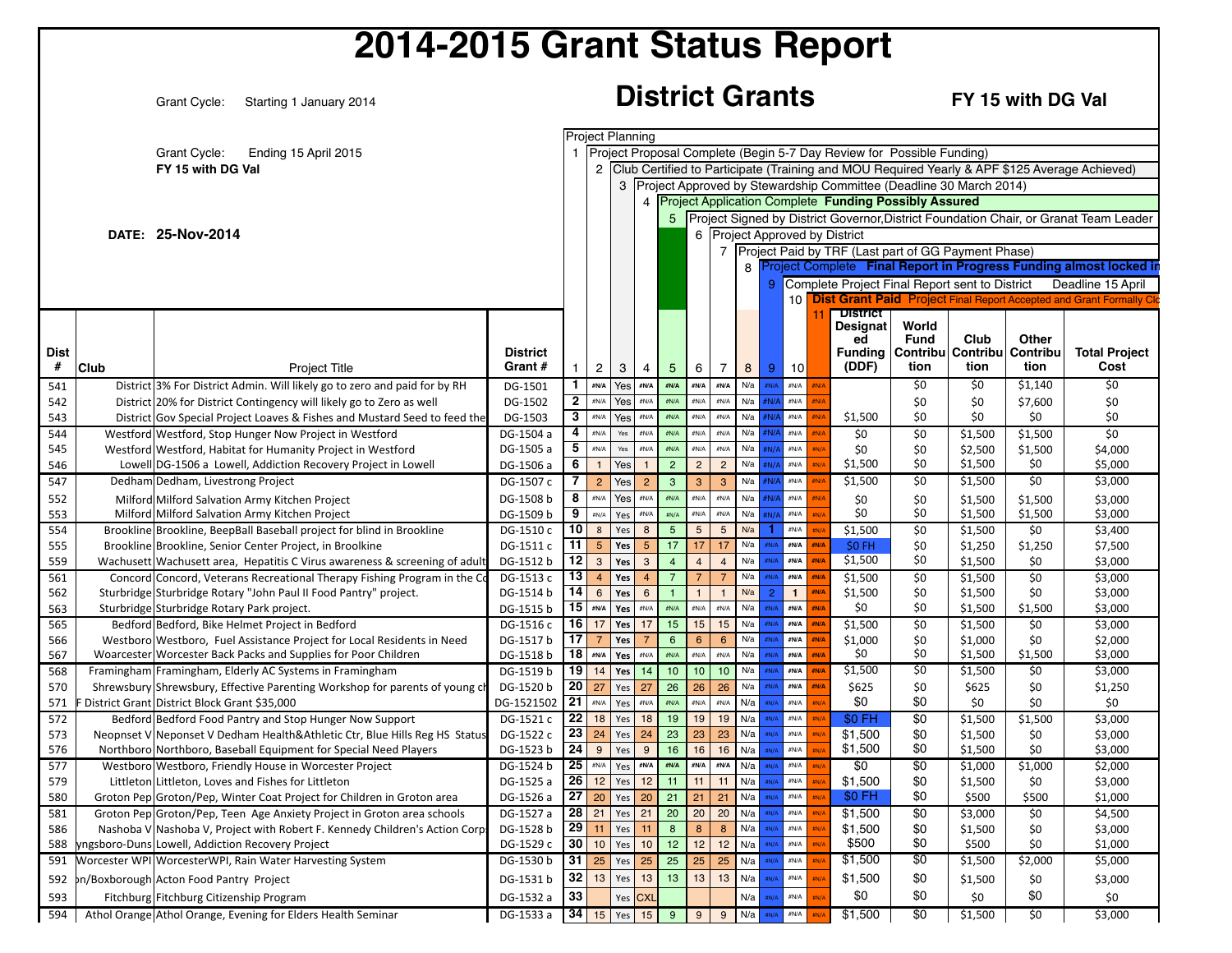# 2014-2015 Grant Status Report

## District Grants

**FY 15 with DG Val**

Grant Cycle: Starting 1 January 2014

Grant Cycle: Ending 15 April 2015

**FY 15 with DG Val**

**DATE: 25-Nov-2014**

Project Planning

1. Project Proposal Complete (Begin 5-7 Day Review for Possible Funding)
2. Club Certified to Participate (Training and MOU Required Yearly & APF $125 Average Achieved)
3. Project Approved by Stewardship Committee (Deadline 30 March 2014)
4. Project Application Complete **Funding Possibly Assured**
5. Project Signed by District Governor,District Foundation Chair, or Granat Team Leader
6. Project Approved by District
7. Project Paid by TRF (Last part of GG Payment Phase)
8. Project Complete **Final Report in Progress Funding almost locked in**
9. Complete Project Final Report sent to District Deadline 15 April
10. **Dist Grant Paid** Project Final Report Accepted and Grant Formally Clo
11.

| Dist # | Club | Project Title | District Grant # | 1 | 2 | 3 | 4 | 5 | 6 | 7 | 8 | 9 | 10 | 11 | District Designated Funding (DDF) | World Fund Contribution | Club Contribution | Other Contribution | Total Project Cost |
|---|---|---|---|---|---|---|---|---|---|---|---|---|---|---|---|---|---|---|---|
| 541 | District | 3% For District Admin. Will likely go to zero and paid for by RH | DG-1501 | 1 | #N/A | Yes | #N/A | #N/A | #N/A | #N/A | N/a | #N/A | #N/A | #N/A | | $0 | $0 | $1,140 | $0 |
| 542 | District | 20% for District Contingency will likely go to Zero as well | DG-1502 | 2 | #N/A | Yes | #N/A | #N/A | #N/A | #N/A | N/a | #N/A | #N/A | #N/A | | $0 | $0 | $7,600 | $0 |
| 543 | District | Gov Special Project Loaves & Fishes and Mustard Seed to feed the | DG-1503 | 3 | #N/A | Yes | #N/A | #N/A | #N/A | #N/A | N/a | #N/A | #N/A | #N/A | $1,500 | $0 | $0 | $0 | $0 |
| 544 | Westford | Westford, Stop Hunger Now Project in Westford | DG-1504 a | 4 | #N/A | Yes | #N/A | #N/A | #N/A | #N/A | N/a | #N/A | #N/A | #N/A | $0 | $0 | $1,500 | $1,500 | $0 |
| 545 | Westford | Westford, Habitat for Humanity Project in Westford | DG-1505 a | 5 | #N/A | Yes | #N/A | #N/A | #N/A | #N/A | N/a | #N/A | #N/A | #N/A | $0 | $0 | $2,500 | $1,500 | $4,000 |
| 546 | Lowell | DG-1506 a Lowell, Addiction Recovery Project in Lowell | DG-1506 a | 6 | 1 | Yes | 1 | 2 | 2 | 2 | N/a | #N/A | #N/A | #N/A | $1,500 | $0 | $1,500 | $0 | $5,000 |
| 547 | Dedham | Dedham, Livestrong Project | DG-1507 c | 7 | 2 | Yes | 2 | 3 | 3 | 3 | N/a | #N/A | #N/A | #N/A | $1,500 | $0 | $1,500 | $0 | $3,000 |
| 552 | Milford | Milford Salvation Army Kitchen Project | DG-1508 b | 8 | #N/A | Yes | #N/A | #N/A | #N/A | #N/A | N/a | #N/A | #N/A | #N/A | $0 | $0 | $1,500 | $1,500 | $3,000 |
| 553 | Milford | Milford Salvation Army Kitchen Project | DG-1509 b | 9 | #N/A | Yes | #N/A | #N/A | #N/A | #N/A | N/a | #N/A | #N/A | #N/A | $0 | $0 | $1,500 | $1,500 | $3,000 |
| 554 | Brookline | Brookline, BeepBall Baseball project for blind in Brookline | DG-1510 c | 10 | 8 | Yes | 8 | 5 | 5 | 5 | N/a | 1 | #N/A | #N/A | $1,500 | $0 | $1,500 | $0 | $3,400 |
| 555 | Brookline | Brookline, Senior Center Project, in Broolkine | DG-1511 c | 11 | 5 | Yes | 5 | 17 | 17 | 17 | N/a | #N/A | #N/A | #N/A | $0 FH | $0 | $1,250 | $1,250 | $7,500 |
| 559 | Wachusett | Wachusett area, Hepatitis C Virus awareness & screening of adult | DG-1512 b | 12 | 3 | Yes | 3 | 4 | 4 | 4 | N/a | #N/A | #N/A | #N/A | $1,500 | $0 | $1,500 | $0 | $3,000 |
| 561 | Concord | Concord, Veterans Recreational Therapy Fishing Program in the Co | DG-1513 c | 13 | 4 | Yes | 4 | 7 | 7 | 7 | N/a | #N/A | #N/A | #N/A | $1,500 | $0 | $1,500 | $0 | $3,000 |
| 562 | Sturbridge | Sturbridge Rotary "John Paul II Food Pantry" project. | DG-1514 b | 14 | 6 | Yes | 6 | 1 | 1 | 1 | N/a | 2 | 1 | #N/A | $1,500 | $0 | $1,500 | $0 | $3,000 |
| 563 | Sturbridge | Sturbridge Rotary Park project. | DG-1515 b | 15 | #N/A | Yes | #N/A | #N/A | #N/A | #N/A | N/a | #N/A | #N/A | #N/A | $0 | $0 | $1,500 | $1,500 | $3,000 |
| 565 | Bedford | Bedford, Bike Helmet Project in Bedford | DG-1516 c | 16 | 17 | Yes | 17 | 15 | 15 | 15 | N/a | #N/A | #N/A | #N/A | $1,500 | $0 | $1,500 | $0 | $3,000 |
| 566 | Westboro | Westboro, Fuel Assistance Project for Local Residents in Need | DG-1517 b | 17 | 7 | Yes | 7 | 6 | 6 | 6 | N/a | #N/A | #N/A | #N/A | $1,000 | $0 | $1,000 | $0 | $2,000 |
| 567 | Woarcester | Worcester Back Packs and Supplies for Poor Children | DG-1518 b | 18 | #N/A | Yes | #N/A | #N/A | #N/A | #N/A | N/a | #N/A | #N/A | #N/A | $0 | $0 | $1,500 | $1,500 | $3,000 |
| 568 | Framingham | Framingham, Elderly AC Systems in Framingham | DG-1519 b | 19 | 14 | Yes | 14 | 10 | 10 | 10 | N/a | #N/A | #N/A | #N/A | $1,500 | $0 | $1,500 | $0 | $3,000 |
| 570 | Shrewsbury | Shrewsbury, Effective Parenting Workshop for parents of young ch | DG-1520 b | 20 | 27 | Yes | 27 | 26 | 26 | 26 | N/a | #N/A | #N/A | #N/A | $625 | $0 | $625 | $0 | $1,250 |
| 571 | F District Grant | District Block Grant $35,000 | DG-1521502 | 21 | #N/A | Yes | #N/A | #N/A | #N/A | #N/A | N/a | #N/A | #N/A | #N/A | $0 | $0 | $0 | $0 | $0 |
| 572 | Bedford | Bedford Food Pantry and Stop Hunger Now Support | DG-1521 c | 22 | 18 | Yes | 18 | 19 | 19 | 19 | N/a | #N/A | #N/A | #N/A | $0 FH | $0 | $1,500 | $1,500 | $3,000 |
| 573 | Neopnset V | Neponset V Dedham Health&Athletic Ctr, Blue Hills Reg HS Status | DG-1522 c | 23 | 24 | Yes | 24 | 23 | 23 | 23 | N/a | #N/A | #N/A | #N/A | $1,500 | $0 | $1,500 | $0 | $3,000 |
| 576 | Northboro | Northboro, Baseball Equipment for Special Need Players | DG-1523 b | 24 | 9 | Yes | 9 | 16 | 16 | 16 | N/a | #N/A | #N/A | #N/A | $1,500 | $0 | $1,500 | $0 | $3,000 |
| 577 | Westboro | Westboro, Friendly House in Worcester Project | DG-1524 b | 25 | #N/A | Yes | #N/A | #N/A | #N/A | #N/A | N/a | #N/A | #N/A | #N/A | $0 | $0 | $1,000 | $1,000 | $2,000 |
| 579 | Littleton | Littleton, Loves and Fishes for Littleton | DG-1525 a | 26 | 12 | Yes | 12 | 11 | 11 | 11 | N/a | #N/A | #N/A | #N/A | $1,500 | $0 | $1,500 | $0 | $3,000 |
| 580 | Groton Pep | Groton/Pep, Winter Coat Project for Children in Groton area | DG-1526 a | 27 | 20 | Yes | 20 | 21 | 21 | 21 | N/a | #N/A | #N/A | #N/A | $0 FH | $0 | $500 | $500 | $1,000 |
| 581 | Groton Pep | Groton/Pep, Teen Age Anxiety Project in Groton area schools | DG-1527 a | 28 | 21 | Yes | 21 | 20 | 20 | 20 | N/a | #N/A | #N/A | #N/A | $1,500 | $0 | $3,000 | $0 | $4,500 |
| 586 | Nashoba V | Nashoba V, Project with Robert F. Kennedy Children's Action Corp | DG-1528 b | 29 | 11 | Yes | 11 | 8 | 8 | 8 | N/a | #N/A | #N/A | #N/A | $1,500 | $0 | $1,500 | $0 | $3,000 |
| 588 | yngsboro-Duns | Lowell, Addiction Recovery Project | DG-1529 c | 30 | 10 | Yes | 10 | 12 | 12 | 12 | N/a | #N/A | #N/A | #N/A | $500 | $0 | $500 | $0 | $1,000 |
| 591 | Worcester WPI | WorcesterWPI, Rain Water Harvesting System | DG-1530 b | 31 | 25 | Yes | 25 | 25 | 25 | 25 | N/a | #N/A | #N/A | #N/A | $1,500 | $0 | $1,500 | $2,000 | $5,000 |
| 592 | on/Boxborough | Acton Food Pantry Project | DG-1531 b | 32 | 13 | Yes | 13 | 13 | 13 | 13 | N/a | #N/A | #N/A | #N/A | $1,500 | $0 | $1,500 | $0 | $3,000 |
| 593 | Fitchburg | Fitchburg Citizenship Program | DG-1532 a | 33 | | Yes | CXL | | | | N/a | #N/A | #N/A | #N/A | $0 | $0 | $0 | $0 | $0 |
| 594 | Athol Orange | Athol Orange, Evening for Elders Health Seminar | DG-1533 a | 34 | 15 | Yes | 15 | 9 | 9 | 9 | N/a | #N/A | #N/A | #N/A | $1,500 | $0 | $1,500 | $0 | $3,000 |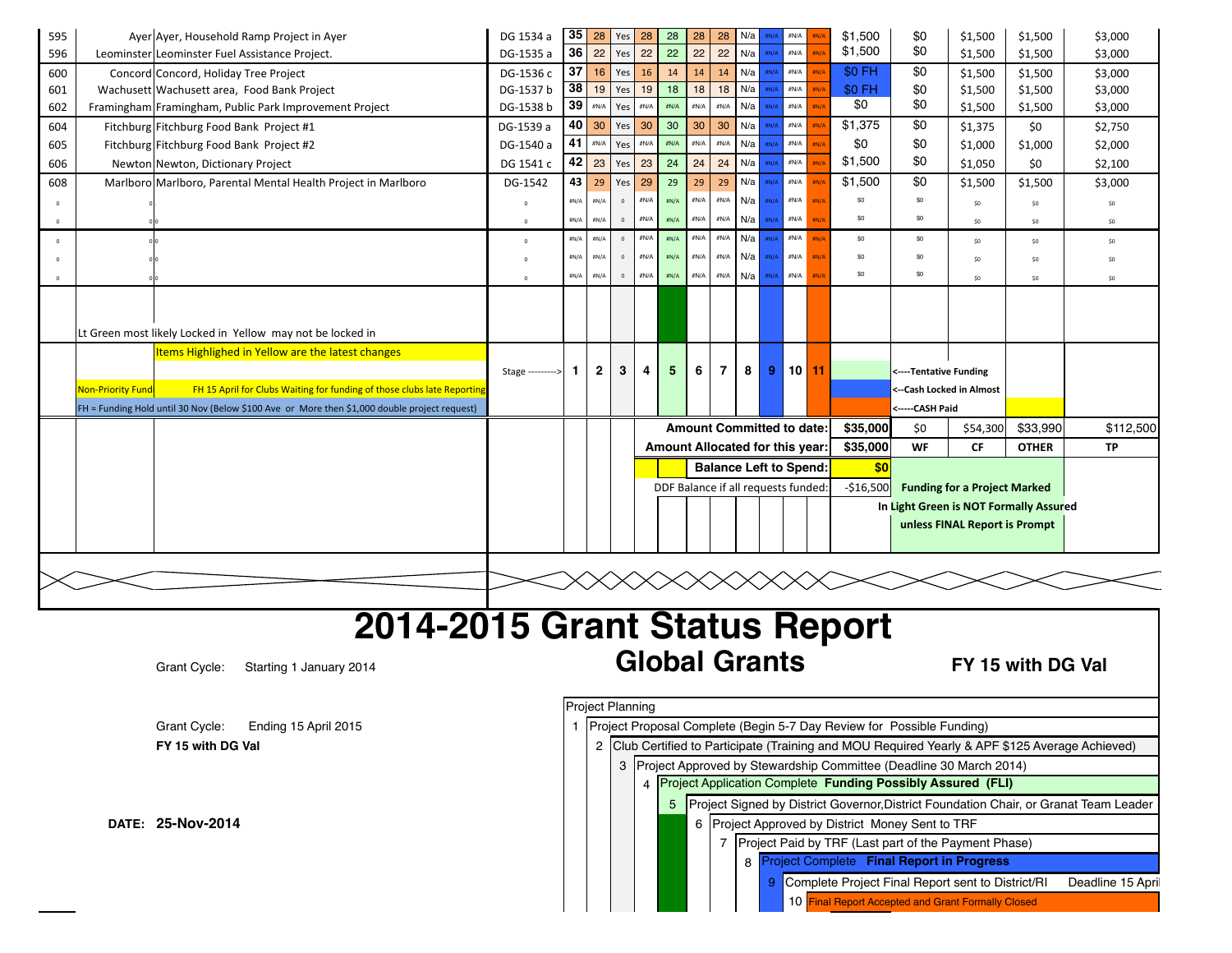| # | Club | Project | DG # | Seq | 1 | 2 | 3 | 4 | 5 | 6 | 7 | 8 | 9 | 10 | 11 | DDF | WF | CF | OTHER | TP |
|---|---|---|---|---|---|---|---|---|---|---|---|---|---|---|---|---|---|---|---|---|
| 595 | Ayer | Ayer, Household Ramp Project in Ayer | DG 1534 a | 35 | 28 | Yes | 28 | 28 | 28 | 28 | N/a | #N/A | #N/A | #N/A | $1,500 | $0 | $1,500 | $1,500 | $3,000 |
| 596 | Leominster | Leominster Fuel Assistance Project. | DG-1535 a | 36 | 22 | Yes | 22 | 22 | 22 | 22 | N/a | #N/A | #N/A | #N/A | $1,500 | $0 | $1,500 | $1,500 | $3,000 |
| 600 | Concord | Concord, Holiday Tree Project | DG-1536 c | 37 | 16 | Yes | 16 | 14 | 14 | 14 | N/a | #N/A | #N/A | #N/A | $0 FH | $0 | $1,500 | $1,500 | $3,000 |
| 601 | Wachusett | Wachusett area, Food Bank Project | DG-1537 b | 38 | 19 | Yes | 19 | 18 | 18 | 18 | N/a | #N/A | #N/A | #N/A | $0 FH | $0 | $1,500 | $1,500 | $3,000 |
| 602 | Framingham | Framingham, Public Park Improvement Project | DG-1538 b | 39 | #N/A | Yes | #N/A | #N/A | #N/A | #N/A | N/a | #N/A | #N/A | #N/A | $0 | $0 | $1,500 | $1,500 | $3,000 |
| 604 | Fitchburg | Fitchburg Food Bank Project #1 | DG-1539 a | 40 | 30 | Yes | 30 | 30 | 30 | 30 | N/a | #N/A | #N/A | #N/A | $1,375 | $0 | $1,375 | $0 | $2,750 |
| 605 | Fitchburg | Fitchburg Food Bank Project #2 | DG-1540 a | 41 | #N/A | Yes | #N/A | #N/A | #N/A | #N/A | N/a | #N/A | #N/A | #N/A | $0 | $0 | $1,000 | $1,000 | $2,000 |
| 606 | Newton | Newton, Dictionary Project | DG 1541 c | 42 | 23 | Yes | 23 | 24 | 24 | 24 | N/a | #N/A | #N/A | #N/A | $1,500 | $0 | $1,050 | $0 | $2,100 |
| 608 | Marlboro | Marlboro, Parental Mental Health Project in Marlboro | DG-1542 | 43 | 29 | Yes | 29 | 29 | 29 | 29 | N/a | #N/A | #N/A | #N/A | $1,500 | $0 | $1,500 | $1,500 | $3,000 |
| 0 | 0 | | 0 | #N/A | #N/A | 0 | #N/A | #N/A | #N/A | #N/A | N/a | #N/A | #N/A | #N/A | $0 | $0 | $0 | $0 | $0 |
| 0 | 0 | 0 | 0 | #N/A | #N/A | 0 | #N/A | #N/A | #N/A | #N/A | N/a | #N/A | #N/A | #N/A | $0 | $0 | $0 | $0 | $0 |
| 0 | 0 | 0 | 0 | #N/A | #N/A | 0 | #N/A | #N/A | #N/A | #N/A | N/a | #N/A | #N/A | #N/A | $0 | $0 | $0 | $0 | $0 |
| 0 | 0 | 0 | 0 | #N/A | #N/A | 0 | #N/A | #N/A | #N/A | #N/A | N/a | #N/A | #N/A | #N/A | $0 | $0 | $0 | $0 | $0 |
| 0 | 0 | 0 | 0 | #N/A | #N/A | 0 | #N/A | #N/A | #N/A | #N/A | N/a | #N/A | #N/A | #N/A | $0 | $0 | $0 | $0 | $0 |

Lt Green most likely Locked in Yellow may not be locked in

Items Highlighed in Yellow are the latest changes

Non-Priority Fund — FH 15 April for Clubs Waiting for funding of those clubs late Reporting

FH = Funding Hold until 30 Nov (Below $100 Ave or More then $1,000 double project request)

Stage ---------> 1 2 3 4 5 6 7 8 9 10 11

<----Tentative Funding
<--Cash Locked in Almost
<-----CASH Paid

| | DDF | WF | CF | OTHER | TP |
|---|---|---|---|---|---|
| Amount Committed to date: | $35,000 | $0 | $54,300 | $33,990 | $112,500 |
| Amount Allocated for this year: | $35,000 | WF | CF | OTHER | TP |
| Balance Left to Spend: | $0 | | | | |
| DDF Balance if all requests funded: | -$16,500 | | | | |

Funding for a Project Marked In Light Green is NOT Formally Assured unless FINAL Report is Prompt

# 2014-2015 Grant Status Report

## Global Grants

**FY 15 with DG Val**

Grant Cycle: Starting 1 January 2014

Grant Cycle: Ending 15 April 2015

**FY 15 with DG Val**

**DATE: 25-Nov-2014**

Project Planning

1. Project Proposal Complete (Begin 5-7 Day Review for Possible Funding)
2. Club Certified to Participate (Training and MOU Required Yearly & APF $125 Average Achieved)
3. Project Approved by Stewardship Committee (Deadline 30 March 2014)
4. Project Application Complete **Funding Possibly Assured (FLI)**
5. Project Signed by District Governor,District Foundation Chair, or Granat Team Leader
6. Project Approved by District Money Sent to TRF
7. Project Paid by TRF (Last part of the Payment Phase)
8. Project Complete **Final Report in Progress**
9. Complete Project Final Report sent to District/RI Deadline 15 April
10. Final Report Accepted and Grant Formally Closed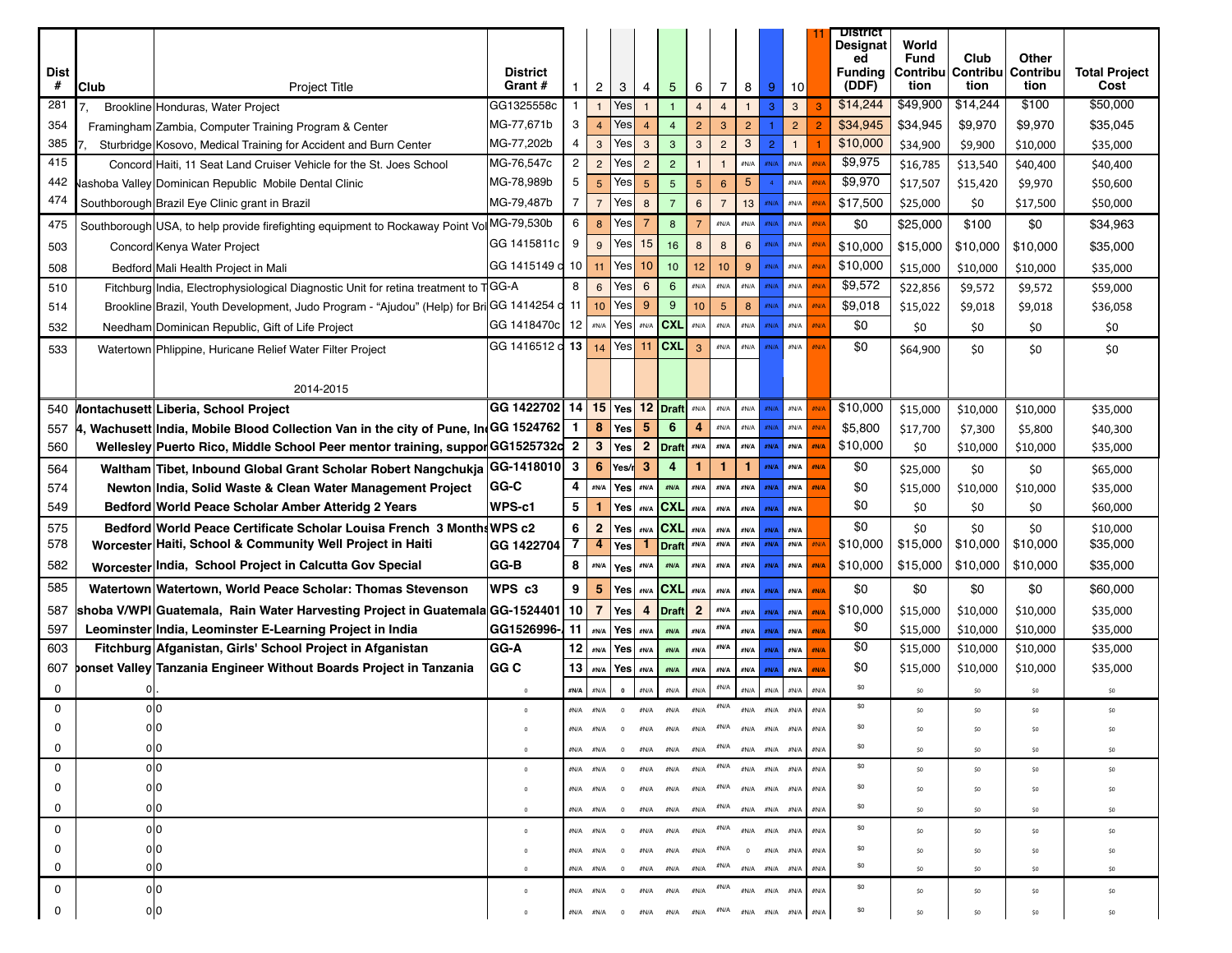| Dist # | Club | Project Title | District Grant # | 1 | 2 | 3 | 4 | 5 | 6 | 7 | 8 | 9 | 10 | 11 | District Designated Funding (DDF) | World Fund Contribution | Club Contribution | Other Contribution | Total Project Cost |
|---|---|---|---|---|---|---|---|---|---|---|---|---|---|---|---|---|---|---|---|
| 281 | 7, Brookline | Honduras, Water Project | GG1325558c | 1 | 1 | Yes | 1 | 1 | 4 | 4 | 1 | 3 | 3 | 3 | $14,244 | $49,900 | $14,244 | $100 | $50,000 |
| 354 | Framingham | Zambia, Computer Training Program & Center | MG-77,671b | 3 | 4 | Yes | 4 | 4 | 2 | 3 | 2 | 1 | 2 | 2 | $34,945 | $34,945 | $9,970 | $9,970 | $35,045 |
| 385 | 7, Sturbridge | Kosovo, Medical Training for Accident and Burn Center | MG-77,202b | 4 | 3 | Yes | 3 | 3 | 3 | 2 | 3 | 2 | 1 | 1 | $10,000 | $34,900 | $9,900 | $10,000 | $35,000 |
| 415 | Concord | Haiti, 11 Seat Land Cruiser Vehicle for the St. Joes School | MG-76,547c | 2 | 2 | Yes | 2 | 2 | 1 | 1 | #N/A | #N/A | #N/A | #N/A | $9,975 | $16,785 | $13,540 | $40,400 | $40,400 |
| 442 | Nashoba Valley | Dominican Republic Mobile Dental Clinic | MG-78,989b | 5 | 5 | Yes | 5 | 5 | 5 | 6 | 5 | 4 | #N/A | #N/A | $9,970 | $17,507 | $15,420 | $9,970 | $50,600 |
| 474 | Southborough | Brazil Eye Clinic grant in Brazil | MG-79,487b | 7 | 7 | Yes | 8 | 7 | 6 | 7 | 13 | #N/A | #N/A | #N/A | $17,500 | $25,000 | $0 | $17,500 | $50,000 |
| 475 | Southborough | USA, to help provide firefighting equipment to Rockaway Point Vol | MG-79,530b | 6 | 8 | Yes | 7 | 8 | 7 | #N/A | #N/A | #N/A | #N/A | #N/A | $0 | $25,000 | $100 | $0 | $34,963 |
| 503 | Concord | Kenya Water Project | GG 1415811c | 9 | 9 | Yes | 15 | 16 | 8 | 8 | 6 | #N/A | #N/A | #N/A | $10,000 | $15,000 | $10,000 | $10,000 | $35,000 |
| 508 | Bedford | Mali Health Project in Mali | GG 1415149 c | 10 | 11 | Yes | 10 | 10 | 12 | 10 | 9 | #N/A | #N/A | #N/A | $10,000 | $15,000 | $10,000 | $10,000 | $35,000 |
| 510 | Fitchburg | India, Electrophysiological Diagnostic Unit for retina treatment to T | GG-A | 8 | 6 | Yes | 6 | 6 | #N/A | #N/A | #N/A | #N/A | #N/A | #N/A | $9,572 | $22,856 | $9,572 | $9,572 | $59,000 |
| 514 | Brookline | Brazil, Youth Development, Judo Program - "Ajudou" (Help) for Bri | GG 1414254 c | 11 | 10 | Yes | 9 | 9 | 10 | 5 | 8 | #N/A | #N/A | #N/A | $9,018 | $15,022 | $9,018 | $9,018 | $36,058 |
| 532 | Needham | Dominican Republic, Gift of Life Project | GG 1418470c | 12 | #N/A | Yes | #N/A | CXL | #N/A | #N/A | #N/A | #N/A | #N/A | #N/A | $0 | $0 | $0 | $0 | $0 |
| 533 | Watertown | Phlippine, Huricane Relief Water Filter Project | GG 1416512 c | 13 | 14 | Yes | 11 | CXL | 3 | #N/A | #N/A | #N/A | #N/A | #N/A | $0 | $64,900 | $0 | $0 | $0 |
| | | 2014-2015 | | | | | | | | | | | | | | | | | |
| 540 | Montachusett | **Liberia, School Project** | **GG 1422702** | **14** | **15** | **Yes** | **12** | **Draft** | #N/A | #N/A | #N/A | #N/A | #N/A | #N/A | $10,000 | $15,000 | $10,000 | $10,000 | $35,000 |
| 557 | 4, Wachusett | **India, Mobile Blood Collection Van in the city of Pune, In** | **GG 1524762** | **1** | **8** | **Yes** | **5** | **6** | **4** | #N/A | #N/A | #N/A | #N/A | #N/A | $5,800 | $17,700 | $7,300 | $5,800 | $40,300 |
| 560 | Wellesley | **Puerto Rico, Middle School Peer mentor training, suppor** | **GG1525732c** | **2** | **3** | **Yes** | **2** | **Draft** | #N/A | #N/A | #N/A | #N/A | #N/A | #N/A | $10,000 | $0 | $10,000 | $10,000 | $35,000 |
| 564 | Waltham | **Tibet, Inbound Global Grant Scholar Robert Nangchukja** | **GG-1418010** | **3** | **6** | **Yes/r** | **3** | **4** | **1** | **1** | **1** | #N/A | #N/A | #N/A | $0 | $25,000 | $0 | $0 | $65,000 |
| 574 | Newton | **India, Solid Waste & Clean Water Management Project** | **GG-C** | **4** | #N/A | **Yes** | #N/A | #N/A | #N/A | #N/A | #N/A | #N/A | #N/A | #N/A | $0 | $15,000 | $10,000 | $10,000 | $35,000 |
| 549 | Bedford | **World Peace Scholar Amber Atteridg 2 Years** | **WPS-c1** | **5** | **1** | **Yes** | #N/A | **CXL** | #N/A | #N/A | #N/A | #N/A | #N/A | | $0 | $0 | $0 | $0 | $60,000 |
| 575 | Bedford | **World Peace Certificate Scholar Louisa French 3 Months** | **WPS c2** | **6** | **2** | **Yes** | #N/A | **CXL** | #N/A | #N/A | #N/A | #N/A | #N/A | | $0 | $0 | $0 | $0 | $10,000 |
| 578 | Worcester | **Haiti, School & Community Well Project in Haiti** | **GG 1422704** | **7** | **4** | **Yes** | **1** | **Draft** | #N/A | #N/A | #N/A | #N/A | #N/A | #N/A | $10,000 | $15,000 | $10,000 | $10,000 | $35,000 |
| 582 | Worcester | **India, School Project in Calcutta Gov Special** | **GG-B** | **8** | #N/A | **Yes** | #N/A | #N/A | #N/A | #N/A | #N/A | #N/A | #N/A | #N/A | $10,000 | $15,000 | $10,000 | $10,000 | $35,000 |
| 585 | Watertown | **Watertown, World Peace Scholar: Thomas Stevenson** | **WPS c3** | **9** | **5** | **Yes** | #N/A | **CXL** | #N/A | #N/A | #N/A | #N/A | #N/A | #N/A | $0 | $0 | $0 | $0 | $60,000 |
| 587 | shoba V/WPI | **Guatemala, Rain Water Harvesting Project in Guatemala** | **GG-1524401** | **10** | **7** | **Yes** | **4** | **Draft** | **2** | #N/A | #N/A | #N/A | #N/A | #N/A | $10,000 | $15,000 | $10,000 | $10,000 | $35,000 |
| 597 | Leominster | **India, Leominster E-Learning Project in India** | **GG1526996-** | **11** | #N/A | **Yes** | #N/A | #N/A | #N/A | #N/A | #N/A | #N/A | #N/A | #N/A | $0 | $15,000 | $10,000 | $10,000 | $35,000 |
| 603 | Fitchburg | **Afganistan, Girls' School Project in Afganistan** | **GG-A** | **12** | #N/A | **Yes** | #N/A | #N/A | #N/A | #N/A | #N/A | #N/A | #N/A | #N/A | $0 | $15,000 | $10,000 | $10,000 | $35,000 |
| 607 | ponset Valley | **Tanzania Engineer Without Boards Project in Tanzania** | **GG C** | **13** | #N/A | **Yes** | #N/A | #N/A | #N/A | #N/A | #N/A | #N/A | #N/A | #N/A | $0 | $15,000 | $10,000 | $10,000 | $35,000 |
| 0 | 0 | . | 0 | #N/A | #N/A | 0 | #N/A | #N/A | #N/A | #N/A | #N/A | #N/A | #N/A | #N/A | $0 | $0 | $0 | $0 | $0 |
| 0 | 0 | 0 | 0 | #N/A | #N/A | 0 | #N/A | #N/A | #N/A | #N/A | #N/A | #N/A | #N/A | #N/A | $0 | $0 | $0 | $0 | $0 |
| 0 | 0 | 0 | 0 | #N/A | #N/A | 0 | #N/A | #N/A | #N/A | #N/A | #N/A | #N/A | #N/A | #N/A | $0 | $0 | $0 | $0 | $0 |
| 0 | 0 | 0 | 0 | #N/A | #N/A | 0 | #N/A | #N/A | #N/A | #N/A | #N/A | #N/A | #N/A | #N/A | $0 | $0 | $0 | $0 | $0 |
| 0 | 0 | 0 | 0 | #N/A | #N/A | 0 | #N/A | #N/A | #N/A | #N/A | #N/A | #N/A | #N/A | #N/A | $0 | $0 | $0 | $0 | $0 |
| 0 | 0 | 0 | 0 | #N/A | #N/A | 0 | #N/A | #N/A | #N/A | #N/A | #N/A | #N/A | #N/A | #N/A | $0 | $0 | $0 | $0 | $0 |
| 0 | 0 | 0 | 0 | #N/A | #N/A | 0 | #N/A | #N/A | #N/A | #N/A | #N/A | #N/A | #N/A | #N/A | $0 | $0 | $0 | $0 | $0 |
| 0 | 0 | 0 | 0 | #N/A | #N/A | 0 | #N/A | #N/A | #N/A | #N/A | #N/A | #N/A | #N/A | #N/A | $0 | $0 | $0 | $0 | $0 |
| 0 | 0 | 0 | 0 | #N/A | #N/A | 0 | #N/A | #N/A | #N/A | #N/A | 0 | #N/A | #N/A | #N/A | $0 | $0 | $0 | $0 | $0 |
| 0 | 0 | 0 | 0 | #N/A | #N/A | 0 | #N/A | #N/A | #N/A | #N/A | #N/A | #N/A | #N/A | #N/A | $0 | $0 | $0 | $0 | $0 |
| 0 | 0 | 0 | 0 | #N/A | #N/A | 0 | #N/A | #N/A | #N/A | #N/A | #N/A | #N/A | #N/A | #N/A | $0 | $0 | $0 | $0 | $0 |
| 0 | 0 | 0 | 0 | #N/A | #N/A | 0 | #N/A | #N/A | #N/A | #N/A | #N/A | #N/A | #N/A | #N/A | $0 | $0 | $0 | $0 | $0 |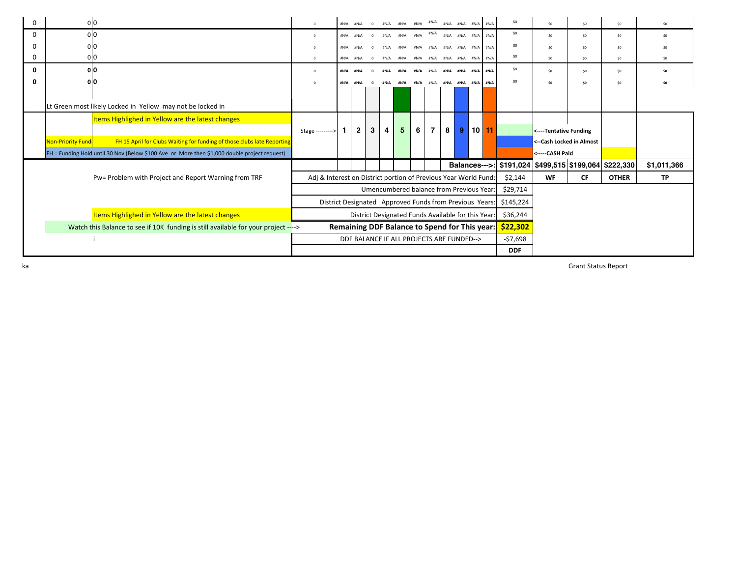| | | | | | | | | | | | | | | | | | | | |
|---|---|---|---|---|---|---|---|---|---|---|---|---|---|---|---|---|---|---|---|
| 0 | 0 | 0 | 0 | #N/A | #N/A | 0 | #N/A | #N/A | #N/A | #N/A | #N/A | #N/A | #N/A | #N/A | $0 | $0 | $0 | $0 | $0 |
| 0 | 0 | 0 | 0 | #N/A | #N/A | 0 | #N/A | #N/A | #N/A | #N/A | #N/A | #N/A | #N/A | #N/A | $0 | $0 | $0 | $0 | $0 |
| 0 | 0 | 0 | 0 | #N/A | #N/A | 0 | #N/A | #N/A | #N/A | #N/A | #N/A | #N/A | #N/A | #N/A | $0 | $0 | $0 | $0 | $0 |
| 0 | 0 | 0 | 0 | #N/A | #N/A | 0 | #N/A | #N/A | #N/A | #N/A | #N/A | #N/A | #N/A | #N/A | $0 | $0 | $0 | $0 | $0 |
| **0** | **0** | **0** | **0** | **#N/A** | **#N/A** | **0** | **#N/A** | **#N/A** | **#N/A** | #N/A | **#N/A** | **#N/A** | **#N/A** | **#N/A** | $0 | **$0** | **$0** | **$0** | **$0** |
| **0** | **0** | **0** | **0** | **#N/A** | **#N/A** | **0** | **#N/A** | **#N/A** | **#N/A** | #N/A | **#N/A** | **#N/A** | **#N/A** | **#N/A** | $0 | **$0** | **$0** | **$0** | **$0** |

Lt Green most likely Locked in Yellow may not be locked in

Items Highlighed in Yellow are the latest changes

| Stage ---------> | 1 | 2 | 3 | 4 | 5 | 6 | 7 | 8 | 9 | 10 | 11 |
|---|---|---|---|---|---|---|---|---|---|---|---|

<----Tentative Funding

<--Cash Locked in Almost

<-----CASH Paid

Non-Priority Fund | FH 15 April for Clubs Waiting for funding of those clubs late Reporting

FH = Funding Hold until 30 Nov (Below $100 Ave or More then $1,000 double project request)

| | | | | | |
|---|---|---|---|---|---|
| **Balances--->:** | **$191,024** | **$499,515** | **$199,064** | **$222,330** | **$1,011,366** |
| Adj & Interest on District portion of Previous Year World Fund: | $2,144 | **WF** | **CF** | **OTHER** | **TP** |
| Umencumbered balance from Previous Year: | $29,714 | | | | |
| District Designated Approved Funds from Previous Years: | $145,224 | | | | |
| District Designated Funds Available for this Year: | $36,244 | | | | |
| **Remaining DDF Balance to Spend for This year:** | **$22,302** | | | | |
| DDF BALANCE IF ALL PROJECTS ARE FUNDED--> | -$7,698 | | | | |
| | **DDF** | | | | |

Pw= Problem with Project and Report Warning from TRF

Items Highlighed in Yellow are the latest changes

Watch this Balance to see if 10K funding is still available for your project ---->

i

ka

Grant Status Report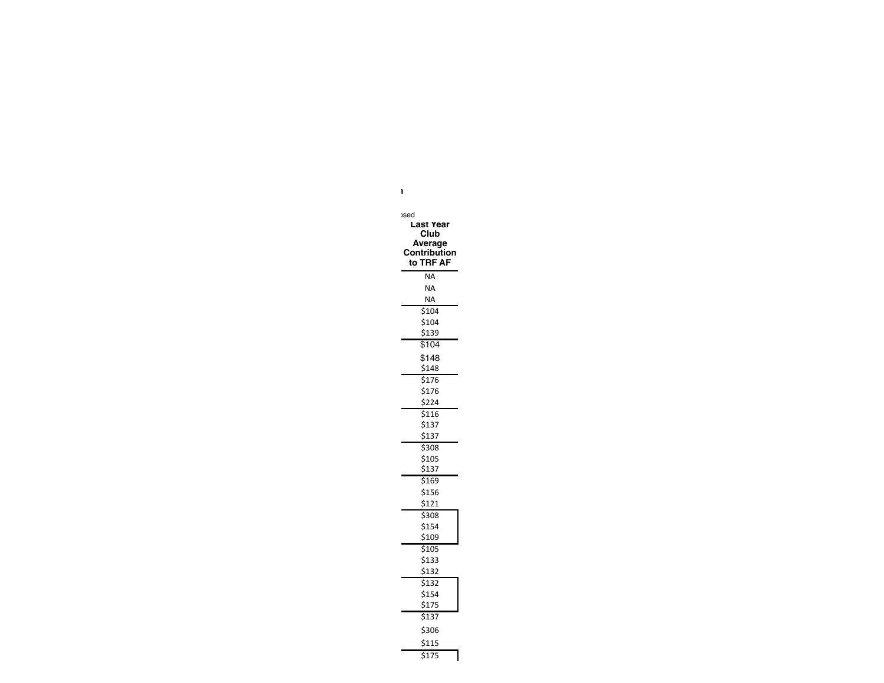n

osed

| Last Year Club Average Contribution to TRF AF |
|---|
| NA |
| NA |
| NA |
| $104 |
| $104 |
| $139 |
| $104 |
| $148 |
| $148 |
| $176 |
| $176 |
| $224 |
| $116 |
| $137 |
| $137 |
| $308 |
| $105 |
| $137 |
| $169 |
| $156 |
| $121 |
| $308 |
| $154 |
| $109 |
| $105 |
| $133 |
| $132 |
| $132 |
| $154 |
| $175 |
| $137 |
| $306 |
| $115 |
| $175 |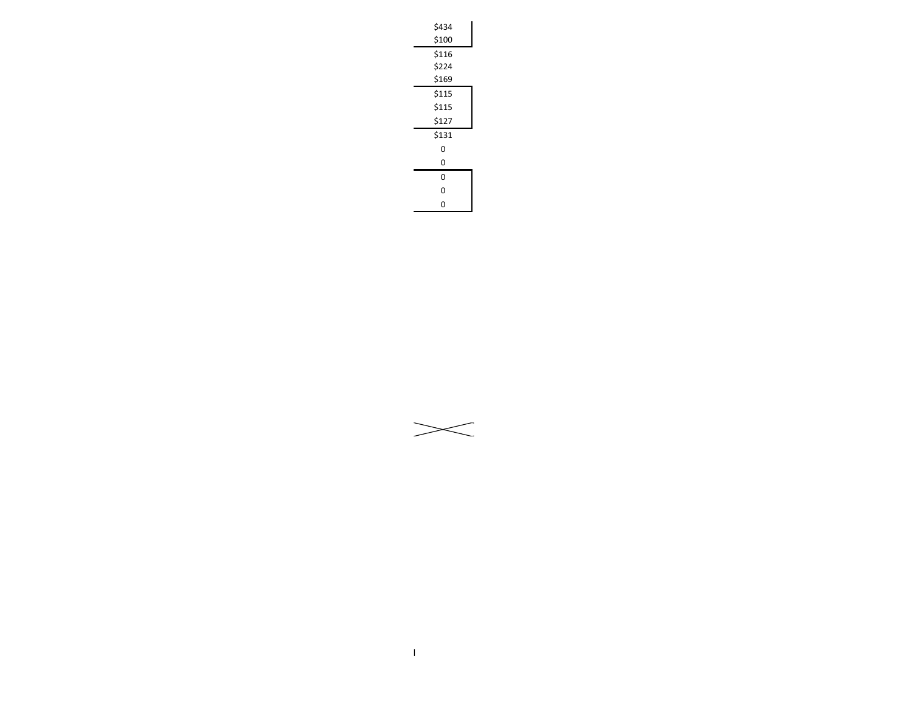| |
|---|
| $434 |
| $100 |
| $116 |
| $224 |
| $169 |
| $115 |
| $115 |
| $127 |
| $131 |
| 0 |
| 0 |
| 0 |
| 0 |
| 0 |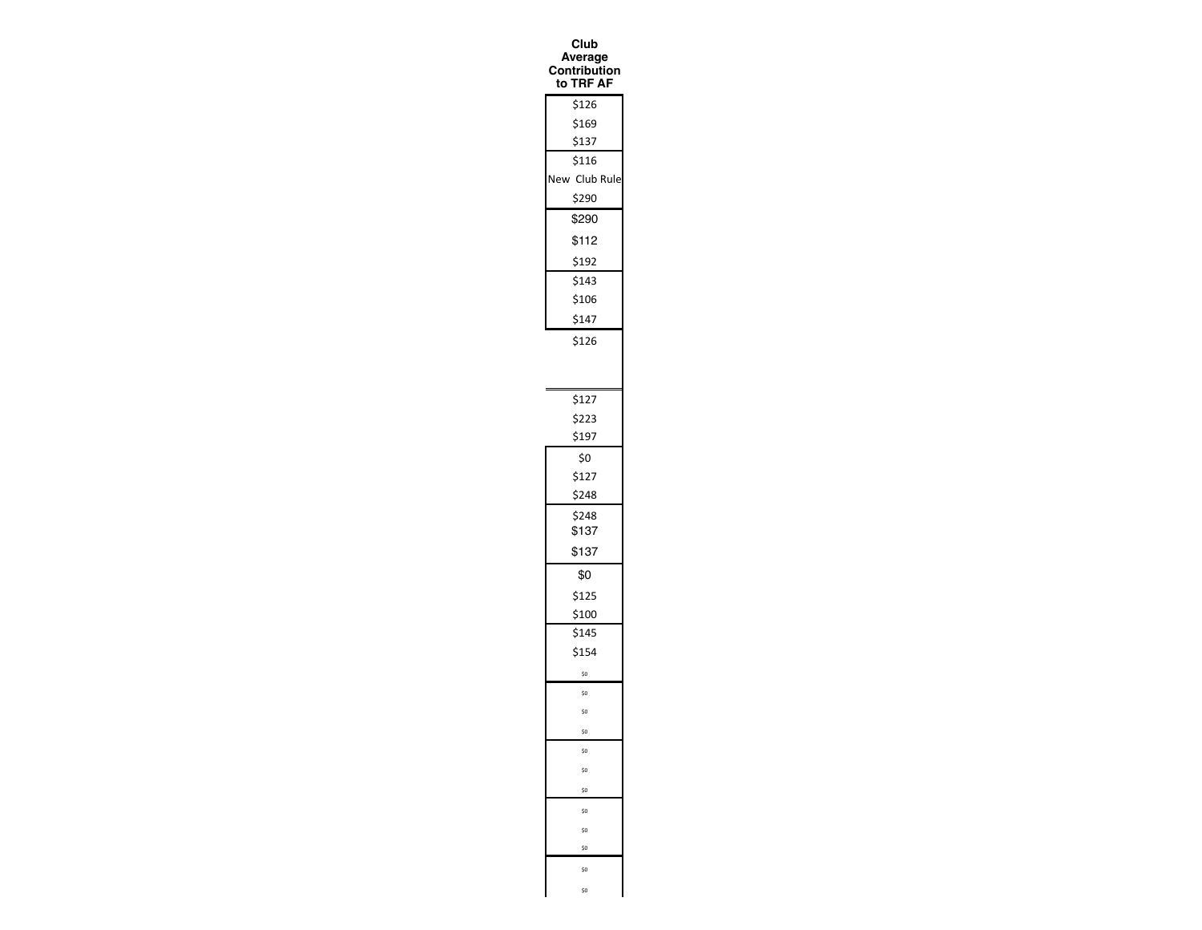| Club Average Contribution to TRF AF |
|---|
| $126 |
| $169 |
| $137 |
| $116 |
| New Club Rule |
| $290 |
| $290 |
| $112 |
| $192 |
| $143 |
| $106 |
| $147 |
| $126 |
| $127 |
| $223 |
| $197 |
| $0 |
| $127 |
| $248 |
| $248 |
| $137 |
| $137 |
| $0 |
| $125 |
| $100 |
| $145 |
| $154 |
| $0 |
| $0 |
| $0 |
| $0 |
| $0 |
| $0 |
| $0 |
| $0 |
| $0 |
| $0 |
| $0 |
| $0 |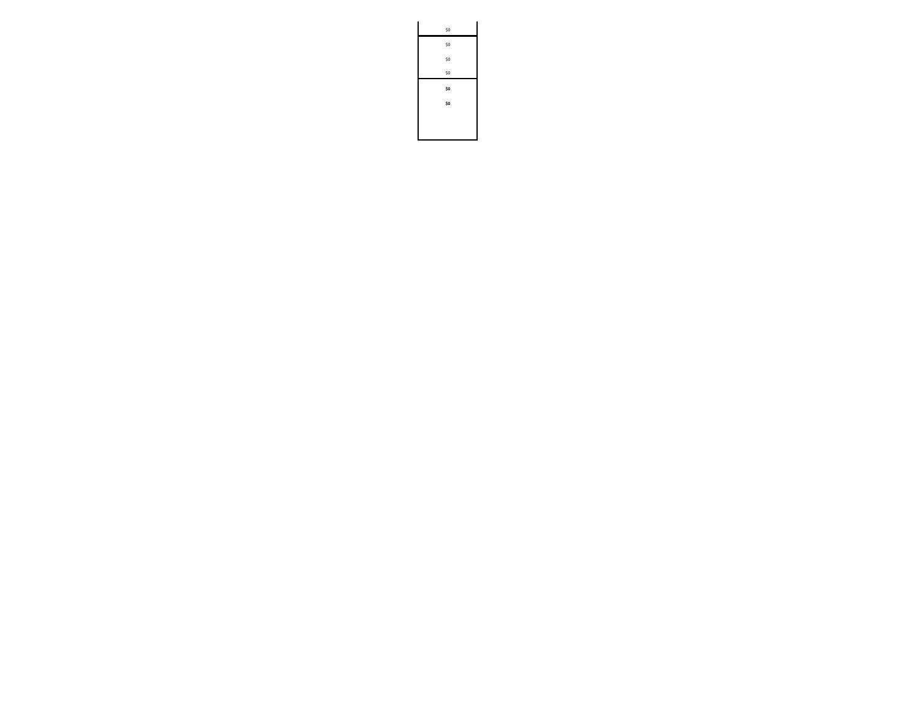| |
|---|
| $0 |
| $0 |
| $0 |
| $0 |
| **$0** |
| **$0** |
| |